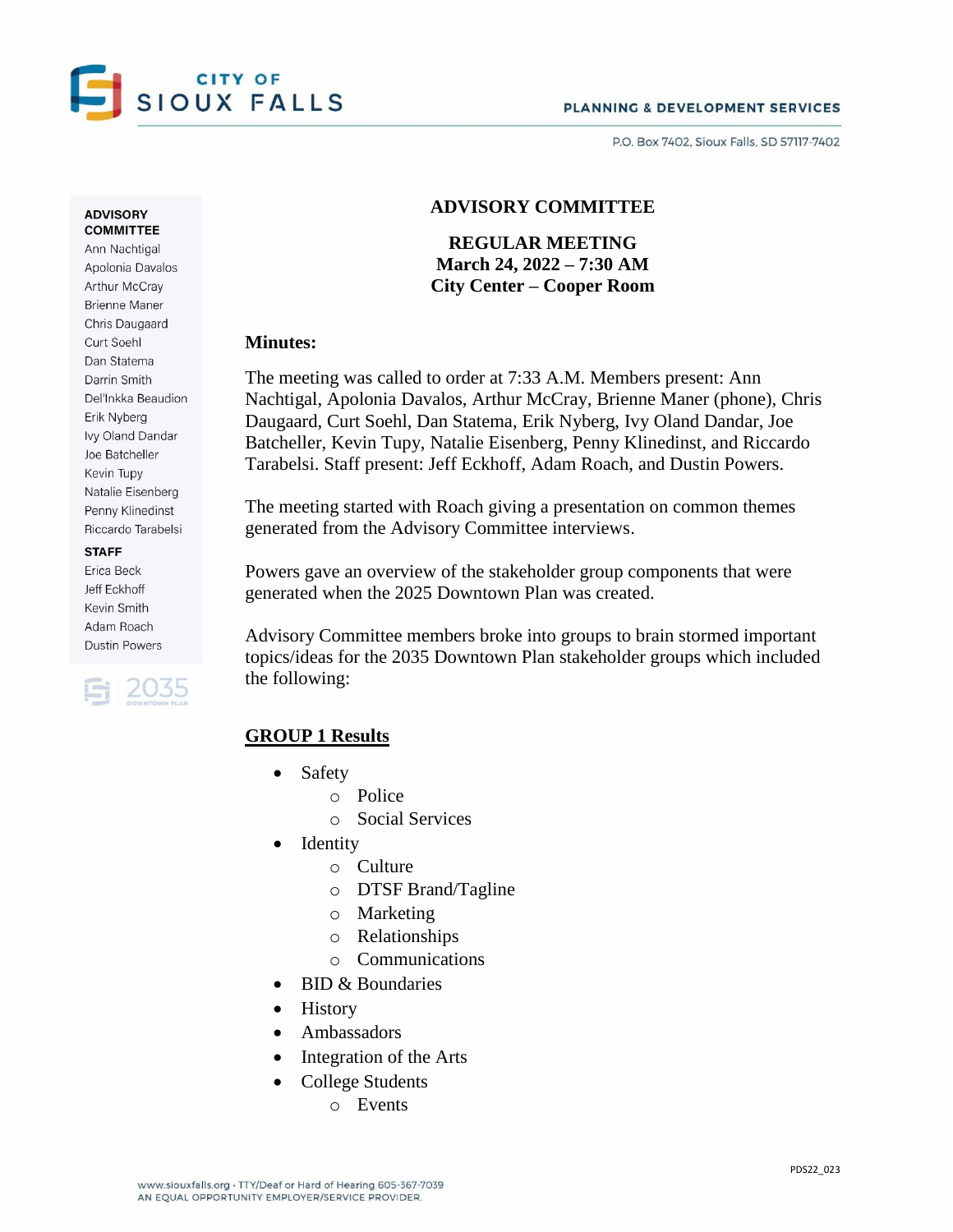CITY OF SIOUX FALLS

PLANNING & DEVELOPMENT SERVICES

P.O. Box 7402, Sioux Falls, SD 57117-7402

**ADVISORY COMMITTEE**
Ann Nachtigal
Apolonia Davalos
Arthur McCray
Brienne Maner
Chris Daugaard
Curt Soehl
Dan Statema
Darrin Smith
Del'Inkka Beaudion
Erik Nyberg
Ivy Oland Dandar
Joe Batcheller
Kevin Tupy
Natalie Eisenberg
Penny Klinedinst
Riccardo Tarabelsi

**STAFF**
Erica Beck
Jeff Eckhoff
Kevin Smith
Adam Roach
Dustin Powers

# ADVISORY COMMITTEE

## REGULAR MEETING
## March 24, 2022 – 7:30 AM
## City Center – Cooper Room

**Minutes:**

The meeting was called to order at 7:33 A.M. Members present: Ann Nachtigal, Apolonia Davalos, Arthur McCray, Brienne Maner (phone), Chris Daugaard, Curt Soehl, Dan Statema, Erik Nyberg, Ivy Oland Dandar, Joe Batcheller, Kevin Tupy, Natalie Eisenberg, Penny Klinedinst, and Riccardo Tarabelsi. Staff present: Jeff Eckhoff, Adam Roach, and Dustin Powers.

The meeting started with Roach giving a presentation on common themes generated from the Advisory Committee interviews.

Powers gave an overview of the stakeholder group components that were generated when the 2025 Downtown Plan was created.

Advisory Committee members broke into groups to brain stormed important topics/ideas for the 2035 Downtown Plan stakeholder groups which included the following:

**GROUP 1 Results**

- Safety
  - Police
  - Social Services
- Identity
  - Culture
  - DTSF Brand/Tagline
  - Marketing
  - Relationships
  - Communications
- BID & Boundaries
- History
- Ambassadors
- Integration of the Arts
- College Students
  - Events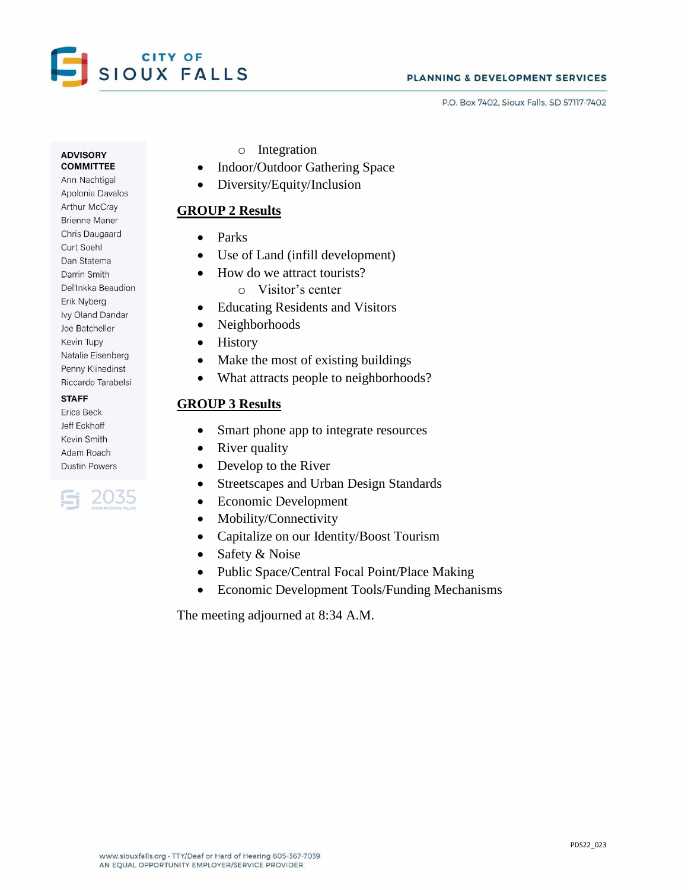**ADVISORY COMMITTEE**
Ann Nachtigal
Apolonia Davalos
Arthur McCray
Brienne Maner
Chris Daugaard
Curt Soehl
Dan Statema
Darrin Smith
Del'Inkka Beaudion
Erik Nyberg
Ivy Oland Dandar
Joe Batcheller
Kevin Tupy
Natalie Eisenberg
Penny Klinedinst
Riccardo Tarabelsi

**STAFF**
Erica Beck
Jeff Eckhoff
Kevin Smith
Adam Roach
Dustin Powers

- Integration
- Indoor/Outdoor Gathering Space
- Diversity/Equity/Inclusion

## GROUP 2 Results

- Parks
- Use of Land (infill development)
- How do we attract tourists?
  - Visitor's center
- Educating Residents and Visitors
- Neighborhoods
- History
- Make the most of existing buildings
- What attracts people to neighborhoods?

## GROUP 3 Results

- Smart phone app to integrate resources
- River quality
- Develop to the River
- Streetscapes and Urban Design Standards
- Economic Development
- Mobility/Connectivity
- Capitalize on our Identity/Boost Tourism
- Safety & Noise
- Public Space/Central Focal Point/Place Making
- Economic Development Tools/Funding Mechanisms

The meeting adjourned at 8:34 A.M.

PDS22_023